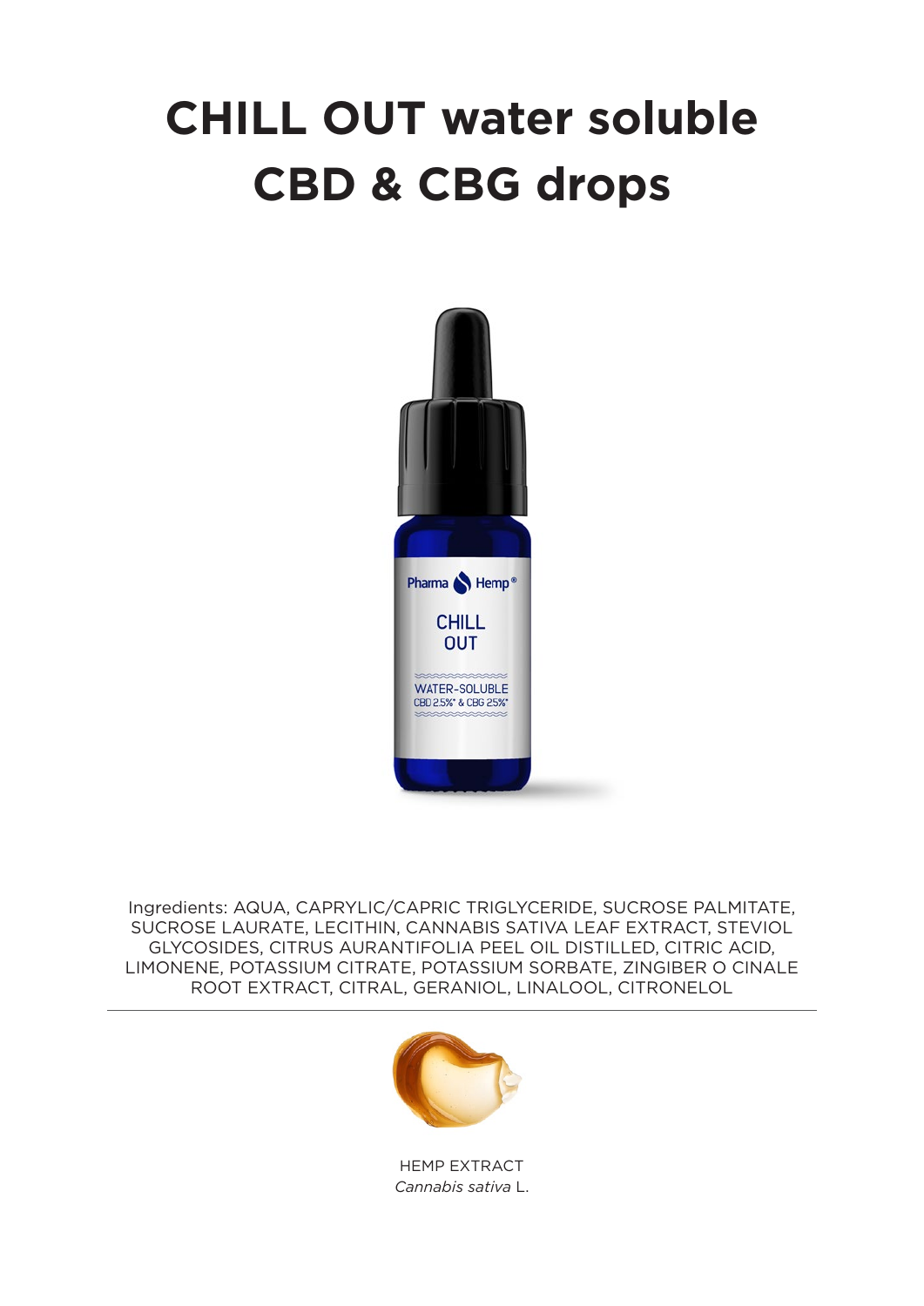# CHILL OUT water soluble CBD & CBG drops

Ingredients: AQUA, CAPRYLIC/CAPRIC TRIGLYCERIDE, SUCROSE PALMITATE, SUCROSE LAURATE, LECITHIN, CANNABIS SATIVA LEAF EXTRACT, STEVIOL GLYCOSIDES, CITRUS AURANTIFOLIA PEEL OIL DISTILLED, CITRIC ACID, LIMONENE, POTASSIUM CITRATE, POTASSIUM SORBATE, ZINGIBER O CINALE ROOT EXTRACT, CITRAL, GERANIOL, LINALOOL, CITRONELOL

---

HEMP EXTRACT
*Cannabis sativa* L.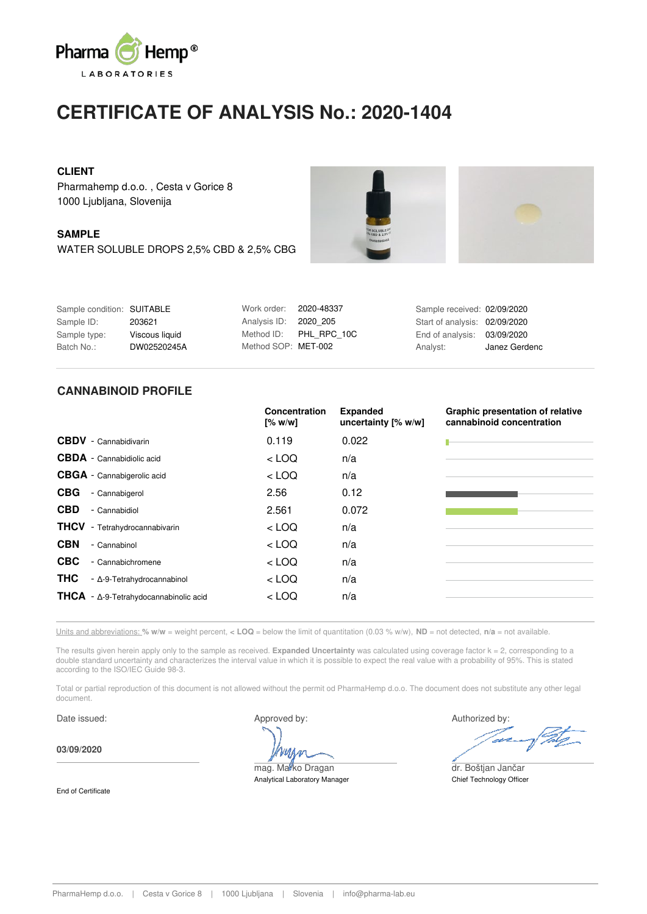# CERTIFICATE OF ANALYSIS No.: 2020-1404

**CLIENT**

Pharmahemp d.o.o. , Cesta v Gorice 8
1000 Ljubljana, Slovenija

**SAMPLE**

WATER SOLUBLE DROPS 2,5% CBD & 2,5% CBG

| | | | | | |
|---|---|---|---|---|---|
| Sample condition: | SUITABLE | Work order: | 2020-48337 | Sample received: | 02/09/2020 |
| Sample ID: | 203621 | Analysis ID: | 2020_205 | Start of analysis: | 02/09/2020 |
| Sample type: | Viscous liquid | Method ID: | PHL_RPC_10C | End of analysis: | 03/09/2020 |
| Batch No.: | DW02520245A | Method SOP: | MET-002 | Analyst: | Janez Gerdenc |

## CANNABINOID PROFILE

| | Concentration [% w/w] | Expanded uncertainty [% w/w] |
|---|---|---|
| **CBDV** - Cannabidivarin | 0.119 | 0.022 |
| **CBDA** - Cannabidiolic acid | < LOQ | n/a |
| **CBGA** - Cannabigerolic acid | < LOQ | n/a |
| **CBG** - Cannabigerol | 2.56 | 0.12 |
| **CBD** - Cannabidiol | 2.561 | 0.072 |
| **THCV** - Tetrahydrocannabivarin | < LOQ | n/a |
| **CBN** - Cannabinol | < LOQ | n/a |
| **CBC** - Cannabichromene | < LOQ | n/a |
| **THC** - Δ-9-Tetrahydrocannabinol | < LOQ | n/a |
| **THCA** - Δ-9-Tetrahydocannabinolic acid | < LOQ | n/a |

Graphic presentation of relative cannabinoid concentration

Units and abbreviations: **%** **w/w** = weight percent, **< LOQ** = below the limit of quantitation (0.03 % w/w), **ND** = not detected, **n/a** = not available.

The results given herein apply only to the sample as received. **Expanded Uncertainty** was calculated using coverage factor k = 2, corresponding to a double standard uncertainty and characterizes the interval value in which it is possible to expect the real value with a probability of 95%. This is stated according to the ISO/IEC Guide 98-3.

Total or partial reproduction of this document is not allowed without the permit od PharmaHemp d.o.o. The document does not substitute any other legal document.

Date issued:

**03/09/2020**

Approved by:

mag. Marko Dragan
Analytical Laboratory Manager

Authorized by:

dr. Boštjan Jančar
Chief Technology Officer

End of Certificate

PharmaHemp d.o.o. | Cesta v Gorice 8 | 1000 Ljubljana | Slovenia | info@pharma-lab.eu